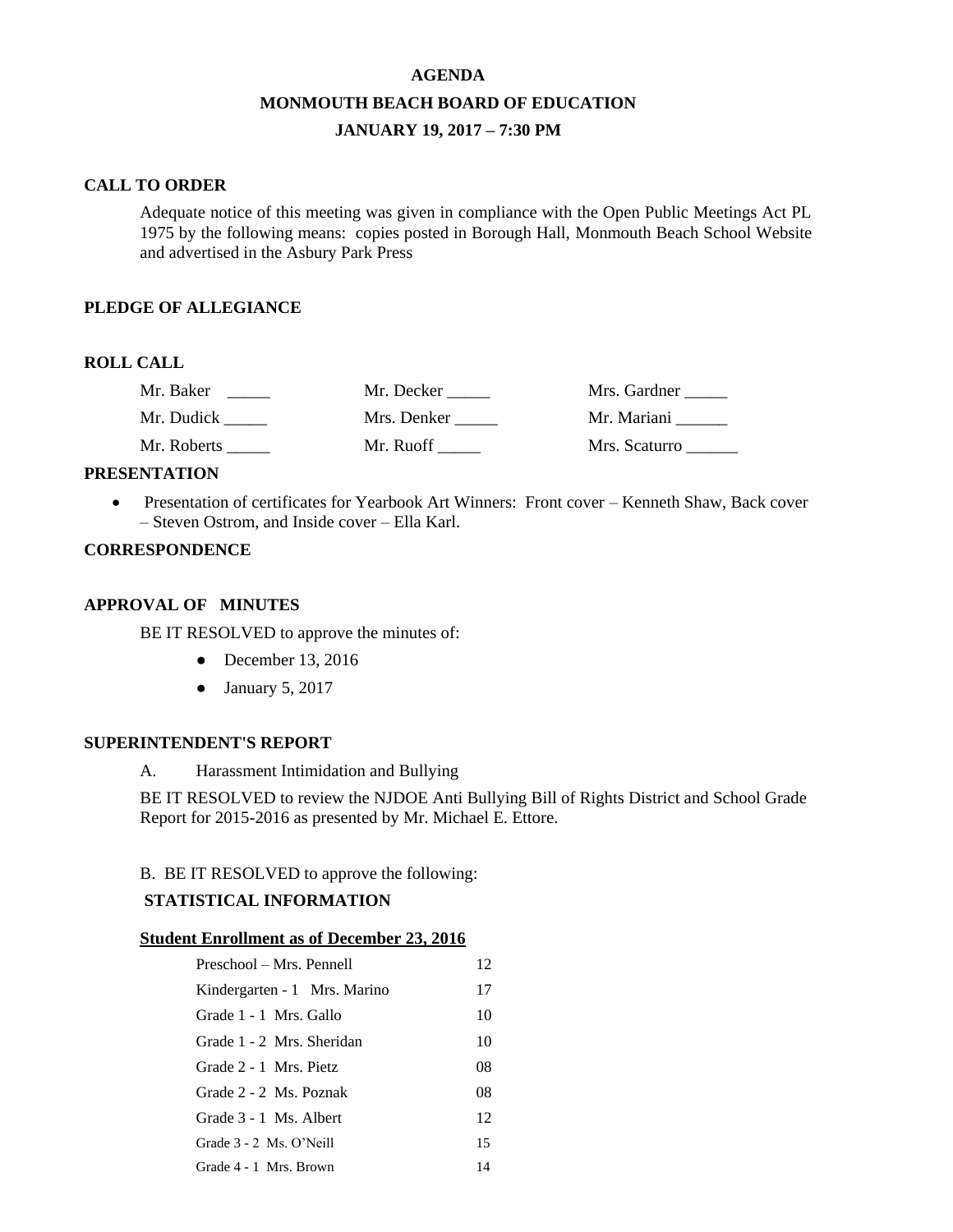# AGENDA

## MONMOUTH BEACH BOARD OF EDUCATION

### JANUARY 19, 2017 – 7:30 PM

**CALL TO ORDER**

Adequate notice of this meeting was given in compliance with the Open Public Meetings Act PL 1975 by the following means: copies posted in Borough Hall, Monmouth Beach School Website and advertised in the Asbury Park Press

**PLEDGE OF ALLEGIANCE**

**ROLL CALL**

| | | |
|---|---|---|
| Mr. Baker _____ | Mr. Decker _____ | Mrs. Gardner _____ |
| Mr. Dudick _____ | Mrs. Denker _____ | Mr. Mariani ______ |
| Mr. Roberts _____ | Mr. Ruoff _____ | Mrs. Scaturro ______ |

**PRESENTATION**

- Presentation of certificates for Yearbook Art Winners: Front cover – Kenneth Shaw, Back cover – Steven Ostrom, and Inside cover – Ella Karl.

**CORRESPONDENCE**

**APPROVAL OF MINUTES**

BE IT RESOLVED to approve the minutes of:

- December 13, 2016
- January 5, 2017

**SUPERINTENDENT'S REPORT**

A. Harassment Intimidation and Bullying

BE IT RESOLVED to review the NJDOE Anti Bullying Bill of Rights District and School Grade Report for 2015-2016 as presented by Mr. Michael E. Ettore.

B. BE IT RESOLVED to approve the following:

**STATISTICAL INFORMATION**

**Student Enrollment as of December 23, 2016**

| | |
|---|---|
| Preschool – Mrs. Pennell | 12 |
| Kindergarten - 1 Mrs. Marino | 17 |
| Grade 1 - 1 Mrs. Gallo | 10 |
| Grade 1 - 2 Mrs. Sheridan | 10 |
| Grade 2 - 1 Mrs. Pietz | 08 |
| Grade 2 - 2 Ms. Poznak | 08 |
| Grade 3 - 1 Ms. Albert | 12 |
| Grade 3 - 2 Ms. O'Neill | 15 |
| Grade 4 - 1 Mrs. Brown | 14 |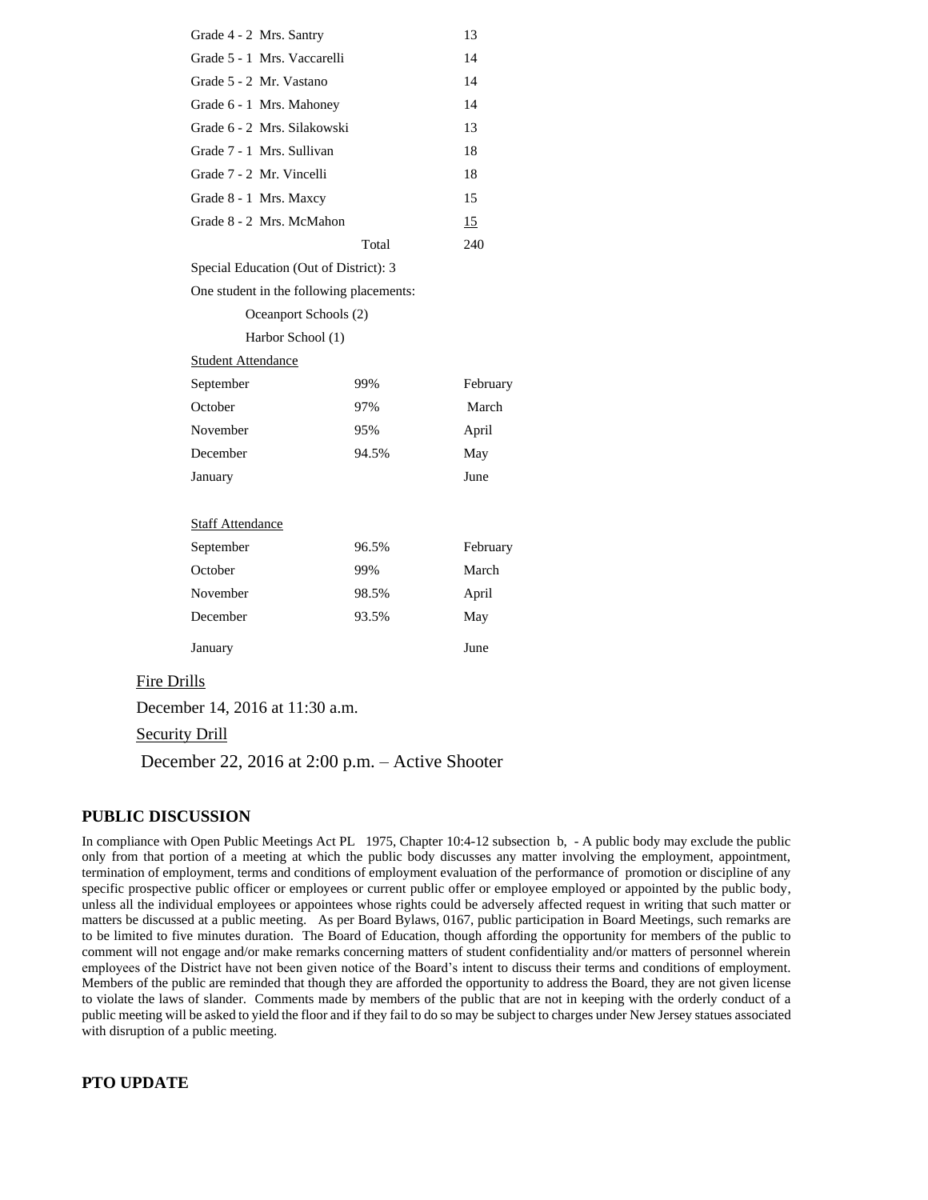| | |
|---|---|
| Grade 4 - 2 Mrs. Santry | 13 |
| Grade 5 - 1 Mrs. Vaccarelli | 14 |
| Grade 5 - 2 Mr. Vastano | 14 |
| Grade 6 - 1 Mrs. Mahoney | 14 |
| Grade 6 - 2 Mrs. Silakowski | 13 |
| Grade 7 - 1 Mrs. Sullivan | 18 |
| Grade 7 - 2 Mr. Vincelli | 18 |
| Grade 8 - 1 Mrs. Maxcy | 15 |
| Grade 8 - 2 Mrs. McMahon | 15 |
| Total | 240 |

Special Education (Out of District): 3

One student in the following placements:

- Oceanport Schools (2)
- Harbor School (1)

Student Attendance

| | | |
|---|---|---|
| September | 99% | February |
| October | 97% | March |
| November | 95% | April |
| December | 94.5% | May |
| January | | June |

Staff Attendance

| | | |
|---|---|---|
| September | 96.5% | February |
| October | 99% | March |
| November | 98.5% | April |
| December | 93.5% | May |
| January | | June |

Fire Drills

December 14, 2016 at 11:30 a.m.

Security Drill

December 22, 2016 at 2:00 p.m. – Active Shooter

## PUBLIC DISCUSSION

In compliance with Open Public Meetings Act PL 1975, Chapter 10:4-12 subsection b, - A public body may exclude the public only from that portion of a meeting at which the public body discusses any matter involving the employment, appointment, termination of employment, terms and conditions of employment evaluation of the performance of promotion or discipline of any specific prospective public officer or employees or current public offer or employee employed or appointed by the public body, unless all the individual employees or appointees whose rights could be adversely affected request in writing that such matter or matters be discussed at a public meeting. As per Board Bylaws, 0167, public participation in Board Meetings, such remarks are to be limited to five minutes duration. The Board of Education, though affording the opportunity for members of the public to comment will not engage and/or make remarks concerning matters of student confidentiality and/or matters of personnel wherein employees of the District have not been given notice of the Board's intent to discuss their terms and conditions of employment. Members of the public are reminded that though they are afforded the opportunity to address the Board, they are not given license to violate the laws of slander. Comments made by members of the public that are not in keeping with the orderly conduct of a public meeting will be asked to yield the floor and if they fail to do so may be subject to charges under New Jersey statues associated with disruption of a public meeting.

## PTO UPDATE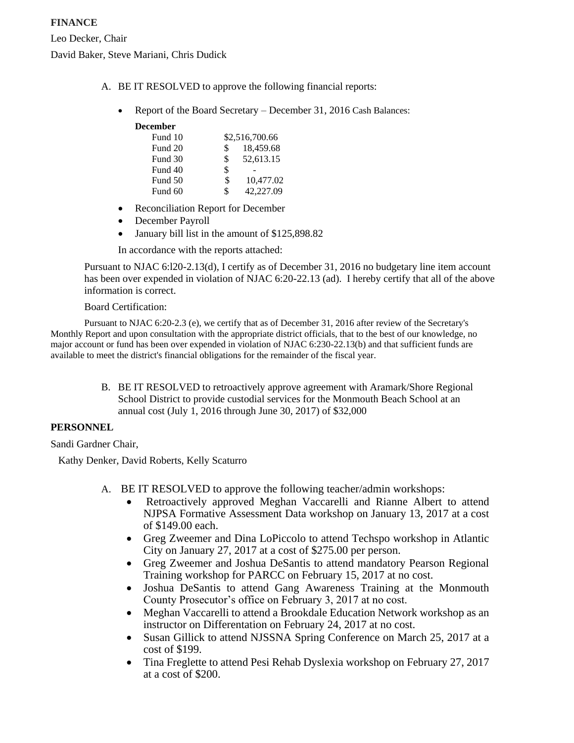**FINANCE**

Leo Decker, Chair

David Baker, Steve Mariani, Chris Dudick

A. BE IT RESOLVED to approve the following financial reports:

- Report of the Board Secretary – December 31, 2016 Cash Balances:

| December | |
|---|---|
| Fund 10 | $2,516,700.66 |
| Fund 20 | $ 18,459.68 |
| Fund 30 | $ 52,613.15 |
| Fund 40 | $ - |
| Fund 50 | $ 10,477.02 |
| Fund 60 | $ 42,227.09 |

- Reconciliation Report for December
- December Payroll
- January bill list in the amount of $125,898.82

In accordance with the reports attached:

Pursuant to NJAC 6:l20-2.13(d), I certify as of December 31, 2016 no budgetary line item account has been over expended in violation of NJAC 6:20-22.13 (ad). I hereby certify that all of the above information is correct.

Board Certification:

Pursuant to NJAC 6:20-2.3 (e), we certify that as of December 31, 2016 after review of the Secretary's Monthly Report and upon consultation with the appropriate district officials, that to the best of our knowledge, no major account or fund has been over expended in violation of NJAC 6:230-22.13(b) and that sufficient funds are available to meet the district's financial obligations for the remainder of the fiscal year.

B. BE IT RESOLVED to retroactively approve agreement with Aramark/Shore Regional School District to provide custodial services for the Monmouth Beach School at an annual cost (July 1, 2016 through June 30, 2017) of $32,000

**PERSONNEL**

Sandi Gardner Chair,

Kathy Denker, David Roberts, Kelly Scaturro

A. BE IT RESOLVED to approve the following teacher/admin workshops:
- Retroactively approved Meghan Vaccarelli and Rianne Albert to attend NJPSA Formative Assessment Data workshop on January 13, 2017 at a cost of $149.00 each.
- Greg Zweemer and Dina LoPiccolo to attend Techspo workshop in Atlantic City on January 27, 2017 at a cost of $275.00 per person.
- Greg Zweemer and Joshua DeSantis to attend mandatory Pearson Regional Training workshop for PARCC on February 15, 2017 at no cost.
- Joshua DeSantis to attend Gang Awareness Training at the Monmouth County Prosecutor's office on February 3, 2017 at no cost.
- Meghan Vaccarelli to attend a Brookdale Education Network workshop as an instructor on Differentation on February 24, 2017 at no cost.
- Susan Gillick to attend NJSSNA Spring Conference on March 25, 2017 at a cost of $199.
- Tina Freglette to attend Pesi Rehab Dyslexia workshop on February 27, 2017 at a cost of $200.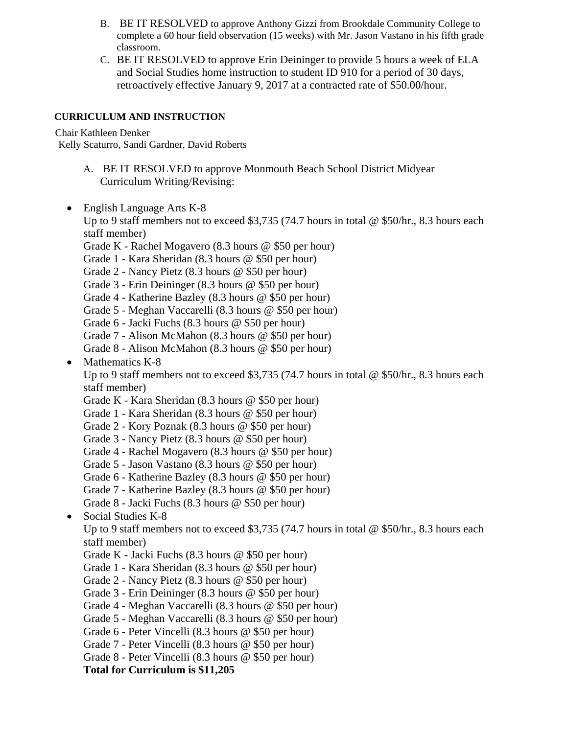B. BE IT RESOLVED to approve Anthony Gizzi from Brookdale Community College to complete a 60 hour field observation (15 weeks) with Mr. Jason Vastano in his fifth grade classroom.

C. BE IT RESOLVED to approve Erin Deininger to provide 5 hours a week of ELA and Social Studies home instruction to student ID 910 for a period of 30 days, retroactively effective January 9, 2017 at a contracted rate of $50.00/hour.

**CURRICULUM AND INSTRUCTION**

Chair Kathleen Denker
Kelly Scaturro, Sandi Gardner, David Roberts

A. BE IT RESOLVED to approve Monmouth Beach School District Midyear Curriculum Writing/Revising:

- English Language Arts K-8
  Up to 9 staff members not to exceed $3,735 (74.7 hours in total @ $50/hr., 8.3 hours each staff member)
  Grade K - Rachel Mogavero (8.3 hours @ $50 per hour)
  Grade 1 - Kara Sheridan (8.3 hours @ $50 per hour)
  Grade 2 - Nancy Pietz (8.3 hours @ $50 per hour)
  Grade 3 - Erin Deininger (8.3 hours @ $50 per hour)
  Grade 4 - Katherine Bazley (8.3 hours @ $50 per hour)
  Grade 5 - Meghan Vaccarelli (8.3 hours @ $50 per hour)
  Grade 6 - Jacki Fuchs (8.3 hours @ $50 per hour)
  Grade 7 - Alison McMahon (8.3 hours @ $50 per hour)
  Grade 8 - Alison McMahon (8.3 hours @ $50 per hour)
- Mathematics K-8
  Up to 9 staff members not to exceed $3,735 (74.7 hours in total @ $50/hr., 8.3 hours each staff member)
  Grade K - Kara Sheridan (8.3 hours @ $50 per hour)
  Grade 1 - Kara Sheridan (8.3 hours @ $50 per hour)
  Grade 2 - Kory Poznak (8.3 hours @ $50 per hour)
  Grade 3 - Nancy Pietz (8.3 hours @ $50 per hour)
  Grade 4 - Rachel Mogavero (8.3 hours @ $50 per hour)
  Grade 5 - Jason Vastano (8.3 hours @ $50 per hour)
  Grade 6 - Katherine Bazley (8.3 hours @ $50 per hour)
  Grade 7 - Katherine Bazley (8.3 hours @ $50 per hour)
  Grade 8 - Jacki Fuchs (8.3 hours @ $50 per hour)
- Social Studies K-8
  Up to 9 staff members not to exceed $3,735 (74.7 hours in total @ $50/hr., 8.3 hours each staff member)
  Grade K - Jacki Fuchs (8.3 hours @ $50 per hour)
  Grade 1 - Kara Sheridan (8.3 hours @ $50 per hour)
  Grade 2 - Nancy Pietz (8.3 hours @ $50 per hour)
  Grade 3 - Erin Deininger (8.3 hours @ $50 per hour)
  Grade 4 - Meghan Vaccarelli (8.3 hours @ $50 per hour)
  Grade 5 - Meghan Vaccarelli (8.3 hours @ $50 per hour)
  Grade 6 - Peter Vincelli (8.3 hours @ $50 per hour)
  Grade 7 - Peter Vincelli (8.3 hours @ $50 per hour)
  Grade 8 - Peter Vincelli (8.3 hours @ $50 per hour)
  **Total for Curriculum is $11,205**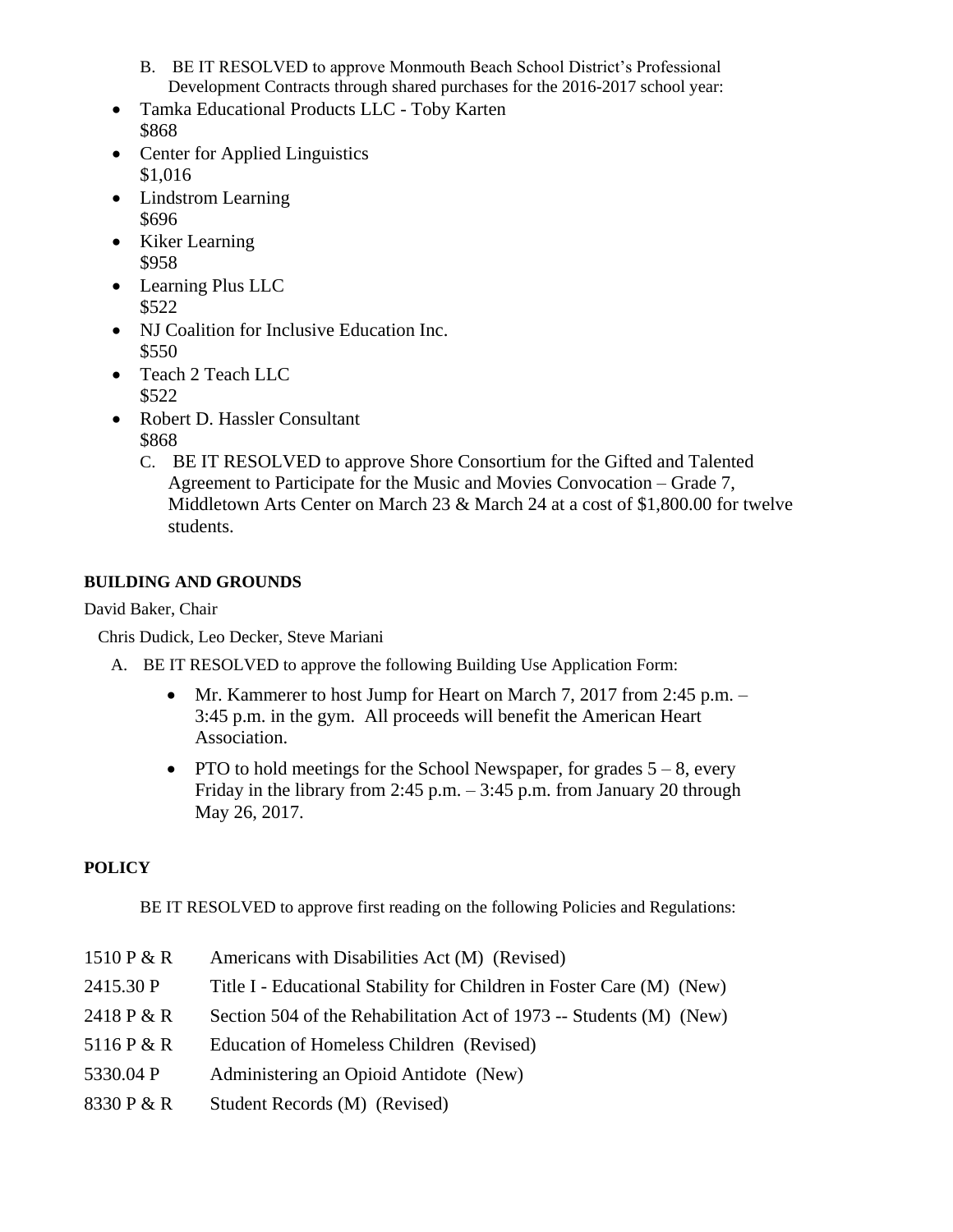B. BE IT RESOLVED to approve Monmouth Beach School District's Professional Development Contracts through shared purchases for the 2016-2017 school year:

- Tamka Educational Products LLC - Toby Karten
  $868
- Center for Applied Linguistics
  $1,016
- Lindstrom Learning
  $696
- Kiker Learning
  $958
- Learning Plus LLC
  $522
- NJ Coalition for Inclusive Education Inc.
  $550
- Teach 2 Teach LLC
  $522
- Robert D. Hassler Consultant
  $868

C. BE IT RESOLVED to approve Shore Consortium for the Gifted and Talented Agreement to Participate for the Music and Movies Convocation – Grade 7, Middletown Arts Center on March 23 & March 24 at a cost of $1,800.00 for twelve students.

**BUILDING AND GROUNDS**

David Baker, Chair

Chris Dudick, Leo Decker, Steve Mariani

A. BE IT RESOLVED to approve the following Building Use Application Form:

- Mr. Kammerer to host Jump for Heart on March 7, 2017 from 2:45 p.m. – 3:45 p.m. in the gym. All proceeds will benefit the American Heart Association.
- PTO to hold meetings for the School Newspaper, for grades 5 – 8, every Friday in the library from 2:45 p.m. – 3:45 p.m. from January 20 through May 26, 2017.

**POLICY**

BE IT RESOLVED to approve first reading on the following Policies and Regulations:

| | |
|---|---|
| 1510 P & R | Americans with Disabilities Act (M) (Revised) |
| 2415.30 P | Title I - Educational Stability for Children in Foster Care (M) (New) |
| 2418 P & R | Section 504 of the Rehabilitation Act of 1973 -- Students (M) (New) |
| 5116 P & R | Education of Homeless Children (Revised) |
| 5330.04 P | Administering an Opioid Antidote (New) |
| 8330 P & R | Student Records (M) (Revised) |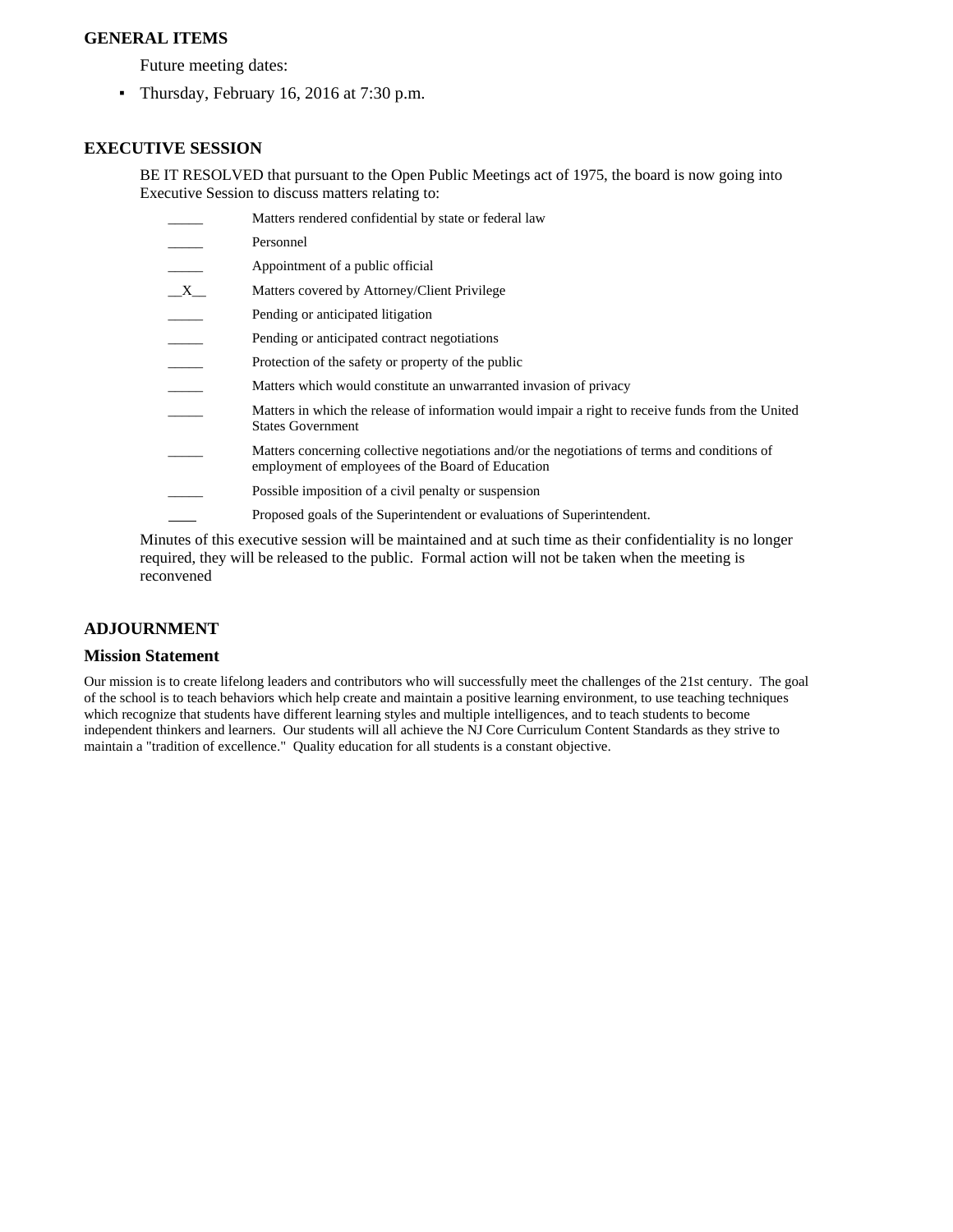## GENERAL ITEMS

Future meeting dates:

- Thursday, February 16, 2016 at 7:30 p.m.

## EXECUTIVE SESSION

BE IT RESOLVED that pursuant to the Open Public Meetings act of 1975, the board is now going into Executive Session to discuss matters relating to:

| | |
|---|---|
| _____ | Matters rendered confidential by state or federal law |
| _____ | Personnel |
| _____ | Appointment of a public official |
| __X__ | Matters covered by Attorney/Client Privilege |
| _____ | Pending or anticipated litigation |
| _____ | Pending or anticipated contract negotiations |
| _____ | Protection of the safety or property of the public |
| _____ | Matters which would constitute an unwarranted invasion of privacy |
| _____ | Matters in which the release of information would impair a right to receive funds from the United States Government |
| _____ | Matters concerning collective negotiations and/or the negotiations of terms and conditions of employment of employees of the Board of Education |
| _____ | Possible imposition of a civil penalty or suspension |
| ____ | Proposed goals of the Superintendent or evaluations of Superintendent. |

Minutes of this executive session will be maintained and at such time as their confidentiality is no longer required, they will be released to the public. Formal action will not be taken when the meeting is reconvened

## ADJOURNMENT

### Mission Statement

Our mission is to create lifelong leaders and contributors who will successfully meet the challenges of the 21st century. The goal of the school is to teach behaviors which help create and maintain a positive learning environment, to use teaching techniques which recognize that students have different learning styles and multiple intelligences, and to teach students to become independent thinkers and learners. Our students will all achieve the NJ Core Curriculum Content Standards as they strive to maintain a "tradition of excellence." Quality education for all students is a constant objective.